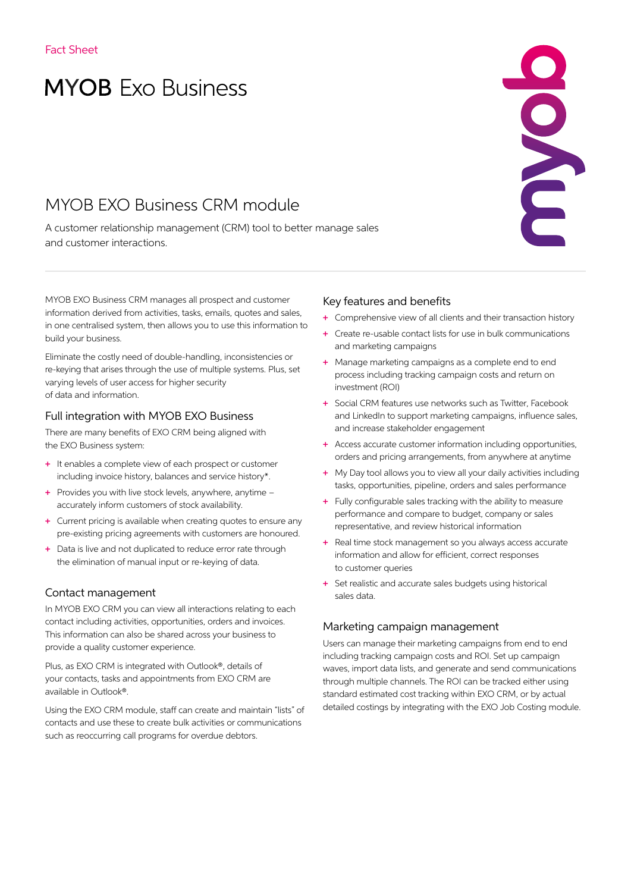Fact Sheet

# MYOB Exo Business

## MYOB EXO Business CRM module

A customer relationship management (CRM) tool to better manage sales and customer interactions.

MYOB EXO Business CRM manages all prospect and customer information derived from activities, tasks, emails, quotes and sales, in one centralised system, then allows you to use this information to build your business.

Eliminate the costly need of double-handling, inconsistencies or re-keying that arises through the use of multiple systems. Plus, set varying levels of user access for higher security of data and information.

### Full integration with MYOB EXO Business

There are many benefits of EXO CRM being aligned with the EXO Business system:

- It enables a complete view of each prospect or customer including invoice history, balances and service history*.
- Provides you with live stock levels, anywhere, anytime – accurately inform customers of stock availability.
- Current pricing is available when creating quotes to ensure any pre-existing pricing agreements with customers are honoured.
- Data is live and not duplicated to reduce error rate through the elimination of manual input or re-keying of data.

### Contact management

In MYOB EXO CRM you can view all interactions relating to each contact including activities, opportunities, orders and invoices. This information can also be shared across your business to provide a quality customer experience.

Plus, as EXO CRM is integrated with Outlook®, details of your contacts, tasks and appointments from EXO CRM are available in Outlook®.

Using the EXO CRM module, staff can create and maintain "lists" of contacts and use these to create bulk activities or communications such as reoccurring call programs for overdue debtors.

### Key features and benefits

- Comprehensive view of all clients and their transaction history
- Create re-usable contact lists for use in bulk communications and marketing campaigns
- Manage marketing campaigns as a complete end to end process including tracking campaign costs and return on investment (ROI)
- Social CRM features use networks such as Twitter, Facebook and LinkedIn to support marketing campaigns, influence sales, and increase stakeholder engagement
- Access accurate customer information including opportunities, orders and pricing arrangements, from anywhere at anytime
- My Day tool allows you to view all your daily activities including tasks, opportunities, pipeline, orders and sales performance
- Fully configurable sales tracking with the ability to measure performance and compare to budget, company or sales representative, and review historical information
- Real time stock management so you always access accurate information and allow for efficient, correct responses to customer queries
- Set realistic and accurate sales budgets using historical sales data.

### Marketing campaign management

Users can manage their marketing campaigns from end to end including tracking campaign costs and ROI. Set up campaign waves, import data lists, and generate and send communications through multiple channels. The ROI can be tracked either using standard estimated cost tracking within EXO CRM, or by actual detailed costings by integrating with the EXO Job Costing module.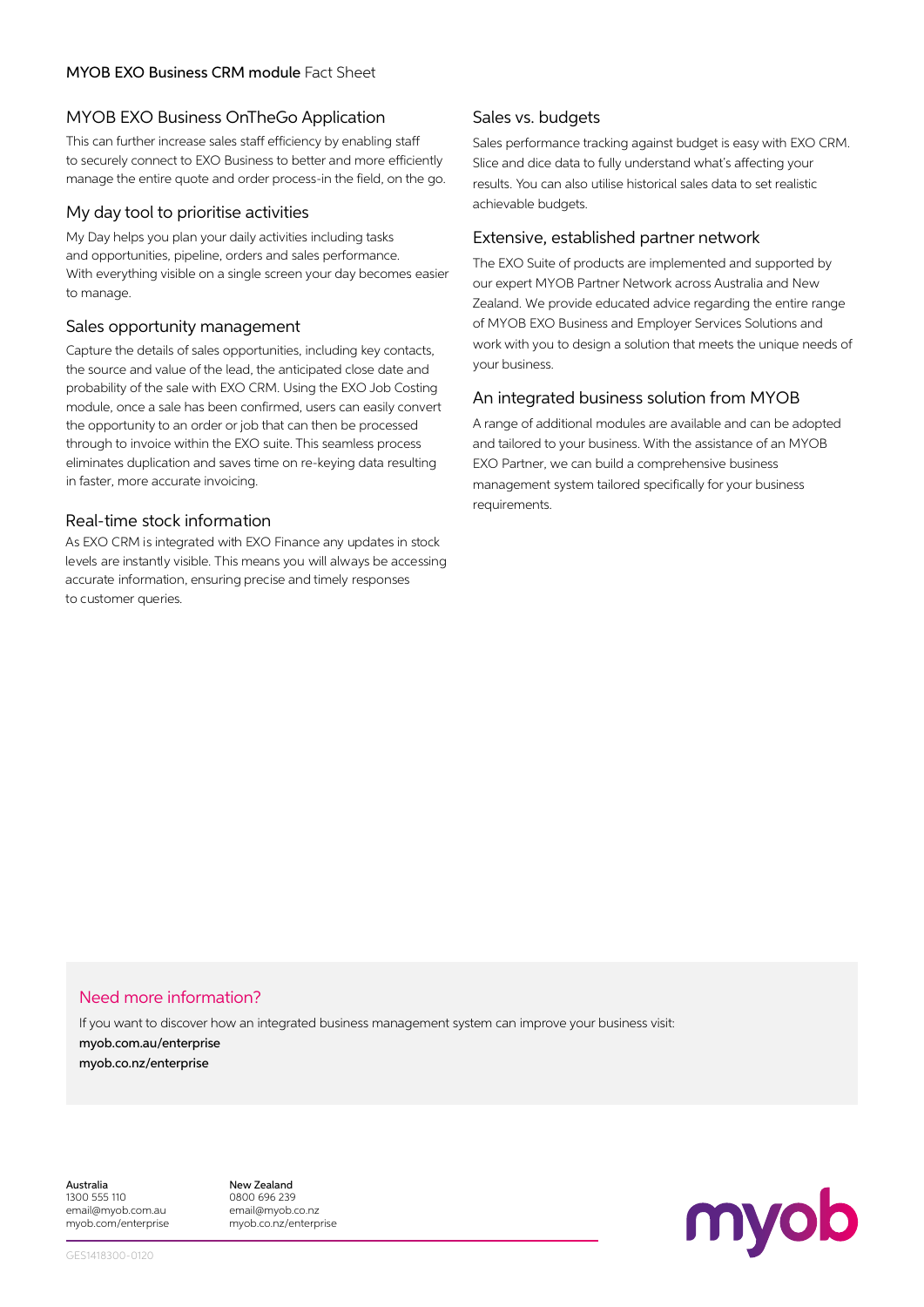## MYOB EXO Business OnTheGo Application

This can further increase sales staff efficiency by enabling staff to securely connect to EXO Business to better and more efficiently manage the entire quote and order process-in the field, on the go.

## My day tool to prioritise activities

My Day helps you plan your daily activities including tasks and opportunities, pipeline, orders and sales performance. With everything visible on a single screen your day becomes easier to manage.

## Sales opportunity management

Capture the details of sales opportunities, including key contacts, the source and value of the lead, the anticipated close date and probability of the sale with EXO CRM. Using the EXO Job Costing module, once a sale has been confirmed, users can easily convert the opportunity to an order or job that can then be processed through to invoice within the EXO suite. This seamless process eliminates duplication and saves time on re-keying data resulting in faster, more accurate invoicing.

## Real-time stock information

As EXO CRM is integrated with EXO Finance any updates in stock levels are instantly visible. This means you will always be accessing accurate information, ensuring precise and timely responses to customer queries.

## Sales vs. budgets

Sales performance tracking against budget is easy with EXO CRM. Slice and dice data to fully understand what's affecting your results. You can also utilise historical sales data to set realistic achievable budgets.

## Extensive, established partner network

The EXO Suite of products are implemented and supported by our expert MYOB Partner Network across Australia and New Zealand. We provide educated advice regarding the entire range of MYOB EXO Business and Employer Services Solutions and work with you to design a solution that meets the unique needs of your business.

## An integrated business solution from MYOB

A range of additional modules are available and can be adopted and tailored to your business. With the assistance of an MYOB EXO Partner, we can build a comprehensive business management system tailored specifically for your business requirements.

## Need more information?

If you want to discover how an integrated business management system can improve your business visit:

**myob.com.au/enterprise**
**myob.co.nz/enterprise**

**Australia**
1300 555 110
email@myob.com.au
myob.com/enterprise

**New Zealand**
0800 696 239
email@myob.co.nz
myob.co.nz/enterprise

myob

GES1418300-0120